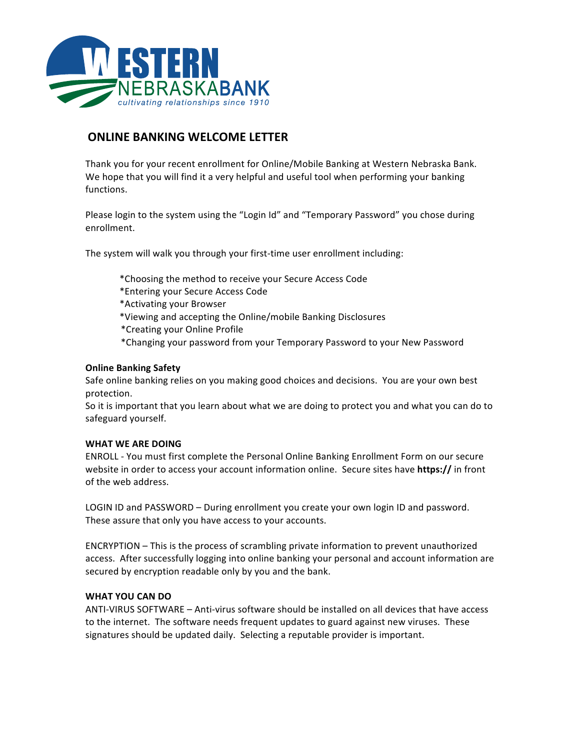WESTERN NEBRASKA BANK
*cultivating relationships since 1910*

## ONLINE BANKING WELCOME LETTER

Thank you for your recent enrollment for Online/Mobile Banking at Western Nebraska Bank. We hope that you will find it a very helpful and useful tool when performing your banking functions.

Please login to the system using the "Login Id" and "Temporary Password" you chose during enrollment.

The system will walk you through your first-time user enrollment including:

*Choosing the method to receive your Secure Access Code
*Entering your Secure Access Code
*Activating your Browser
*Viewing and accepting the Online/mobile Banking Disclosures
*Creating your Online Profile
*Changing your password from your Temporary Password to your New Password

**Online Banking Safety**

Safe online banking relies on you making good choices and decisions. You are your own best protection.
So it is important that you learn about what we are doing to protect you and what you can do to safeguard yourself.

**WHAT WE ARE DOING**

ENROLL - You must first complete the Personal Online Banking Enrollment Form on our secure website in order to access your account information online. Secure sites have **https://** in front of the web address.

LOGIN ID and PASSWORD – During enrollment you create your own login ID and password. These assure that only you have access to your accounts.

ENCRYPTION – This is the process of scrambling private information to prevent unauthorized access. After successfully logging into online banking your personal and account information are secured by encryption readable only by you and the bank.

**WHAT YOU CAN DO**

ANTI-VIRUS SOFTWARE – Anti-virus software should be installed on all devices that have access to the internet. The software needs frequent updates to guard against new viruses. These signatures should be updated daily. Selecting a reputable provider is important.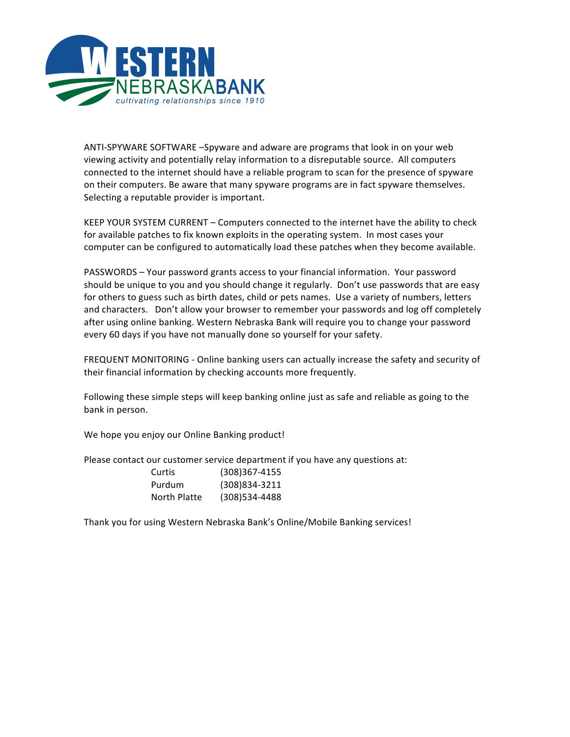WESTERN NEBRASKA BANK
*cultivating relationships since 1910*

ANTI-SPYWARE SOFTWARE –Spyware and adware are programs that look in on your web viewing activity and potentially relay information to a disreputable source. All computers connected to the internet should have a reliable program to scan for the presence of spyware on their computers. Be aware that many spyware programs are in fact spyware themselves. Selecting a reputable provider is important.

KEEP YOUR SYSTEM CURRENT – Computers connected to the internet have the ability to check for available patches to fix known exploits in the operating system. In most cases your computer can be configured to automatically load these patches when they become available.

PASSWORDS – Your password grants access to your financial information. Your password should be unique to you and you should change it regularly. Don't use passwords that are easy for others to guess such as birth dates, child or pets names. Use a variety of numbers, letters and characters. Don't allow your browser to remember your passwords and log off completely after using online banking. Western Nebraska Bank will require you to change your password every 60 days if you have not manually done so yourself for your safety.

FREQUENT MONITORING - Online banking users can actually increase the safety and security of their financial information by checking accounts more frequently.

Following these simple steps will keep banking online just as safe and reliable as going to the bank in person.

We hope you enjoy our Online Banking product!

Please contact our customer service department if you have any questions at:

| | |
|---|---|
| Curtis | (308)367-4155 |
| Purdum | (308)834-3211 |
| North Platte | (308)534-4488 |

Thank you for using Western Nebraska Bank's Online/Mobile Banking services!